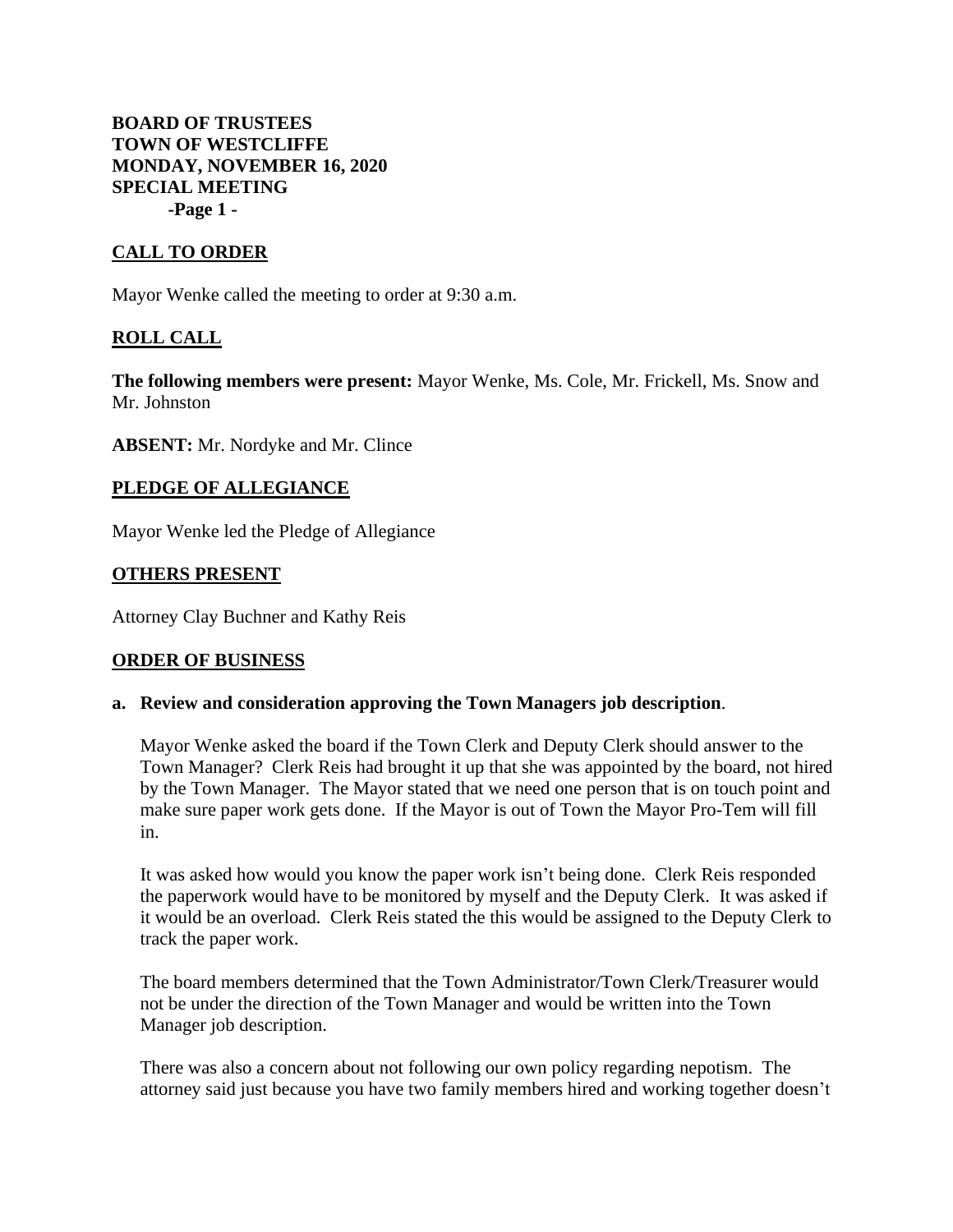**BOARD OF TRUSTEES**
**TOWN OF WESTCLIFFE**
**MONDAY, NOVEMBER 16, 2020**
**SPECIAL MEETING**

## CALL TO ORDER

Mayor Wenke called the meeting to order at 9:30 a.m.

## ROLL CALL

**The following members were present:** Mayor Wenke, Ms. Cole, Mr. Frickell, Ms. Snow and Mr. Johnston

**ABSENT:** Mr. Nordyke and Mr. Clince

## PLEDGE OF ALLEGIANCE

Mayor Wenke led the Pledge of Allegiance

## OTHERS PRESENT

Attorney Clay Buchner and Kathy Reis

## ORDER OF BUSINESS

**a. Review and consideration approving the Town Managers job description**.

Mayor Wenke asked the board if the Town Clerk and Deputy Clerk should answer to the Town Manager? Clerk Reis had brought it up that she was appointed by the board, not hired by the Town Manager. The Mayor stated that we need one person that is on touch point and make sure paper work gets done. If the Mayor is out of Town the Mayor Pro-Tem will fill in.

It was asked how would you know the paper work isn't being done. Clerk Reis responded the paperwork would have to be monitored by myself and the Deputy Clerk. It was asked if it would be an overload. Clerk Reis stated the this would be assigned to the Deputy Clerk to track the paper work.

The board members determined that the Town Administrator/Town Clerk/Treasurer would not be under the direction of the Town Manager and would be written into the Town Manager job description.

There was also a concern about not following our own policy regarding nepotism. The attorney said just because you have two family members hired and working together doesn't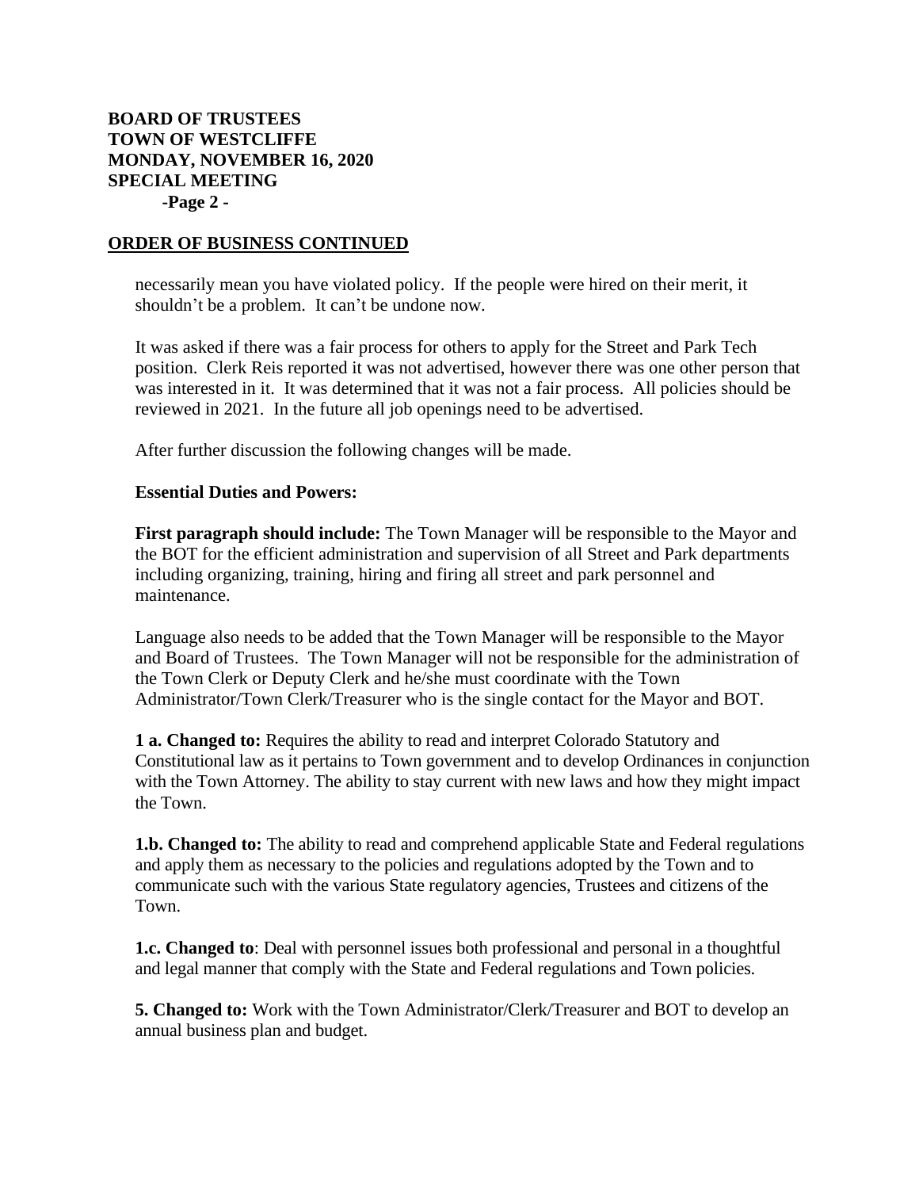## ORDER OF BUSINESS CONTINUED

necessarily mean you have violated policy. If the people were hired on their merit, it shouldn't be a problem. It can't be undone now.

It was asked if there was a fair process for others to apply for the Street and Park Tech position. Clerk Reis reported it was not advertised, however there was one other person that was interested in it. It was determined that it was not a fair process. All policies should be reviewed in 2021. In the future all job openings need to be advertised.

After further discussion the following changes will be made.

**Essential Duties and Powers:**

**First paragraph should include:** The Town Manager will be responsible to the Mayor and the BOT for the efficient administration and supervision of all Street and Park departments including organizing, training, hiring and firing all street and park personnel and maintenance.

Language also needs to be added that the Town Manager will be responsible to the Mayor and Board of Trustees. The Town Manager will not be responsible for the administration of the Town Clerk or Deputy Clerk and he/she must coordinate with the Town Administrator/Town Clerk/Treasurer who is the single contact for the Mayor and BOT.

**1 a. Changed to:** Requires the ability to read and interpret Colorado Statutory and Constitutional law as it pertains to Town government and to develop Ordinances in conjunction with the Town Attorney. The ability to stay current with new laws and how they might impact the Town.

**1.b. Changed to:** The ability to read and comprehend applicable State and Federal regulations and apply them as necessary to the policies and regulations adopted by the Town and to communicate such with the various State regulatory agencies, Trustees and citizens of the Town.

**1.c. Changed to**: Deal with personnel issues both professional and personal in a thoughtful and legal manner that comply with the State and Federal regulations and Town policies.

**5. Changed to:** Work with the Town Administrator/Clerk/Treasurer and BOT to develop an annual business plan and budget.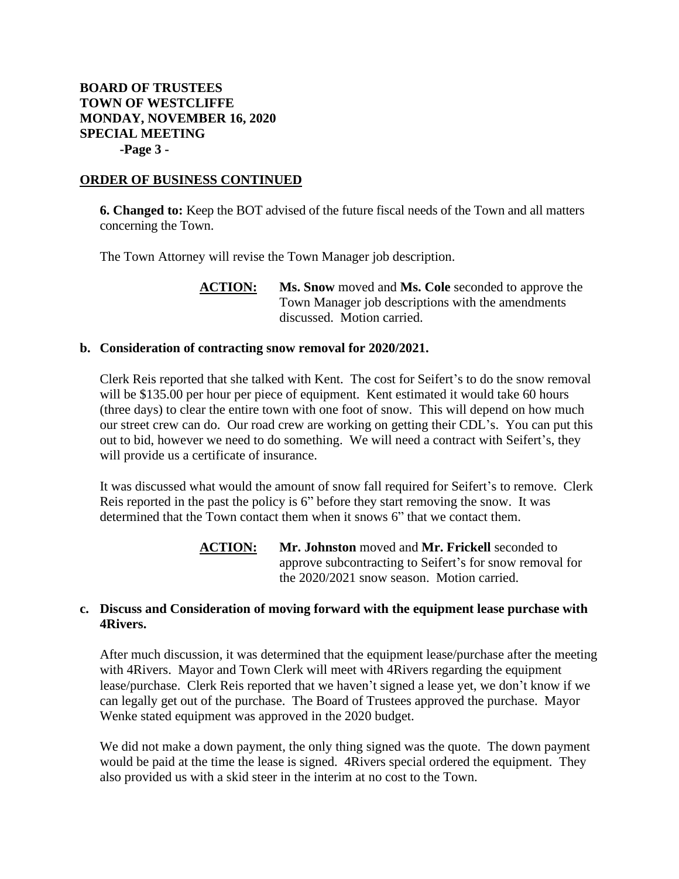**BOARD OF TRUSTEES**
**TOWN OF WESTCLIFFE**
**MONDAY, NOVEMBER 16, 2020**
**SPECIAL MEETING**
**-Page 3 -**

**ORDER OF BUSINESS CONTINUED**

**6. Changed to:** Keep the BOT advised of the future fiscal needs of the Town and all matters concerning the Town.

The Town Attorney will revise the Town Manager job description.

> **ACTION:** **Ms. Snow** moved and **Ms. Cole** seconded to approve the Town Manager job descriptions with the amendments discussed. Motion carried.

**b. Consideration of contracting snow removal for 2020/2021.**

Clerk Reis reported that she talked with Kent. The cost for Seifert's to do the snow removal will be $135.00 per hour per piece of equipment. Kent estimated it would take 60 hours (three days) to clear the entire town with one foot of snow. This will depend on how much our street crew can do. Our road crew are working on getting their CDL's. You can put this out to bid, however we need to do something. We will need a contract with Seifert's, they will provide us a certificate of insurance.

It was discussed what would the amount of snow fall required for Seifert's to remove. Clerk Reis reported in the past the policy is 6" before they start removing the snow. It was determined that the Town contact them when it snows 6" that we contact them.

> **ACTION:** **Mr. Johnston** moved and **Mr. Frickell** seconded to approve subcontracting to Seifert's for snow removal for the 2020/2021 snow season. Motion carried.

**c. Discuss and Consideration of moving forward with the equipment lease purchase with 4Rivers.**

After much discussion, it was determined that the equipment lease/purchase after the meeting with 4Rivers. Mayor and Town Clerk will meet with 4Rivers regarding the equipment lease/purchase. Clerk Reis reported that we haven't signed a lease yet, we don't know if we can legally get out of the purchase. The Board of Trustees approved the purchase. Mayor Wenke stated equipment was approved in the 2020 budget.

We did not make a down payment, the only thing signed was the quote. The down payment would be paid at the time the lease is signed. 4Rivers special ordered the equipment. They also provided us with a skid steer in the interim at no cost to the Town.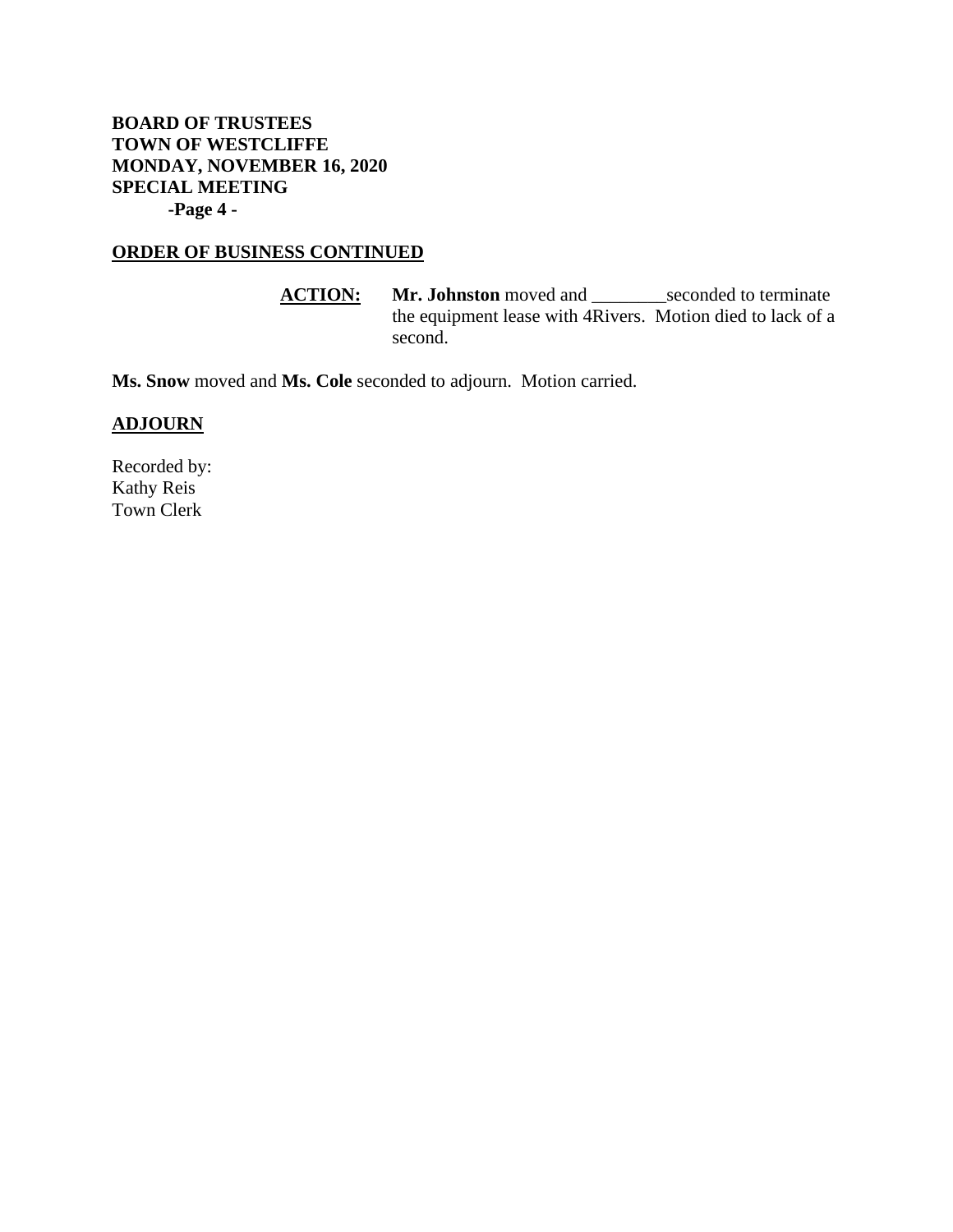**ORDER OF BUSINESS CONTINUED**

**ACTION:** **Mr. Johnston** moved and ________seconded to terminate the equipment lease with 4Rivers. Motion died to lack of a second.

**Ms. Snow** moved and **Ms. Cole** seconded to adjourn. Motion carried.

**ADJOURN**

Recorded by:
Kathy Reis
Town Clerk